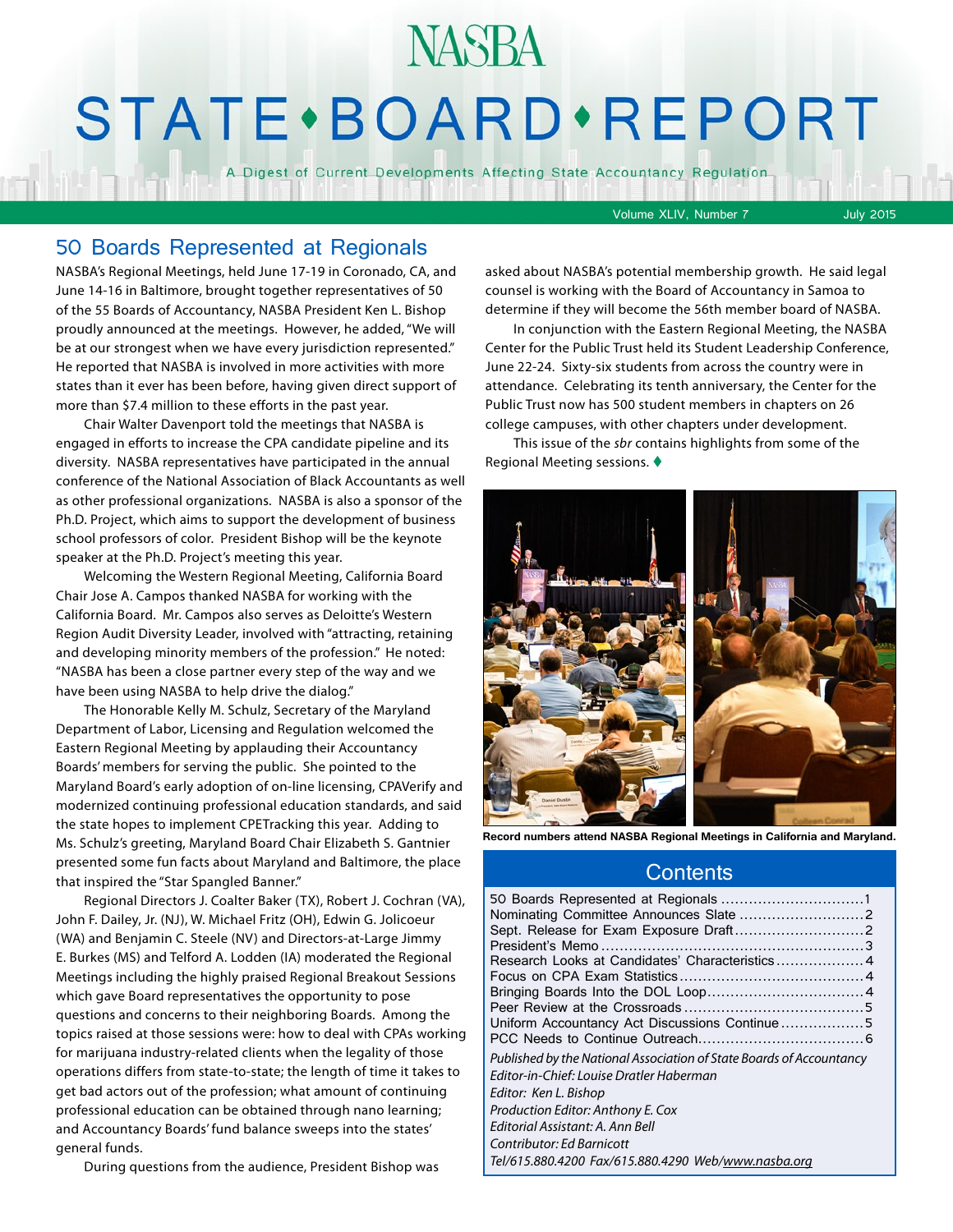# NASBA STATE•BOARD•REPORT

A Digest of Current Developments Affecting State Accountancy Regulation

Volume XLIV, Number 7 — July 2015

## 50 Boards Represented at Regionals

NASBA's Regional Meetings, held June 17-19 in Coronado, CA, and June 14-16 in Baltimore, brought together representatives of 50 of the 55 Boards of Accountancy, NASBA President Ken L. Bishop proudly announced at the meetings. However, he added, "We will be at our strongest when we have every jurisdiction represented." He reported that NASBA is involved in more activities with more states than it ever has been before, having given direct support of more than $7.4 million to these efforts in the past year.

Chair Walter Davenport told the meetings that NASBA is engaged in efforts to increase the CPA candidate pipeline and its diversity. NASBA representatives have participated in the annual conference of the National Association of Black Accountants as well as other professional organizations. NASBA is also a sponsor of the Ph.D. Project, which aims to support the development of business school professors of color. President Bishop will be the keynote speaker at the Ph.D. Project's meeting this year.

Welcoming the Western Regional Meeting, California Board Chair Jose A. Campos thanked NASBA for working with the California Board. Mr. Campos also serves as Deloitte's Western Region Audit Diversity Leader, involved with "attracting, retaining and developing minority members of the profession." He noted: "NASBA has been a close partner every step of the way and we have been using NASBA to help drive the dialog."

The Honorable Kelly M. Schulz, Secretary of the Maryland Department of Labor, Licensing and Regulation welcomed the Eastern Regional Meeting by applauding their Accountancy Boards' members for serving the public. She pointed to the Maryland Board's early adoption of on-line licensing, CPAVerify and modernized continuing professional education standards, and said the state hopes to implement CPETracking this year. Adding to Ms. Schulz's greeting, Maryland Board Chair Elizabeth S. Gantnier presented some fun facts about Maryland and Baltimore, the place that inspired the "Star Spangled Banner."

Regional Directors J. Coalter Baker (TX), Robert J. Cochran (VA), John F. Dailey, Jr. (NJ), W. Michael Fritz (OH), Edwin G. Jolicoeur (WA) and Benjamin C. Steele (NV) and Directors-at-Large Jimmy E. Burkes (MS) and Telford A. Lodden (IA) moderated the Regional Meetings including the highly praised Regional Breakout Sessions which gave Board representatives the opportunity to pose questions and concerns to their neighboring Boards. Among the topics raised at those sessions were: how to deal with CPAs working for marijuana industry-related clients when the legality of those operations differs from state-to-state; the length of time it takes to get bad actors out of the profession; what amount of continuing professional education can be obtained through nano learning; and Accountancy Boards' fund balance sweeps into the states' general funds.

During questions from the audience, President Bishop was asked about NASBA's potential membership growth. He said legal counsel is working with the Board of Accountancy in Samoa to determine if they will become the 56th member board of NASBA.

In conjunction with the Eastern Regional Meeting, the NASBA Center for the Public Trust held its Student Leadership Conference, June 22-24. Sixty-six students from across the country were in attendance. Celebrating its tenth anniversary, the Center for the Public Trust now has 500 student members in chapters on 26 college campuses, with other chapters under development.

This issue of the *sbr* contains highlights from some of the Regional Meeting sessions. ♦

**Record numbers attend NASBA Regional Meetings in California and Maryland.**

## Contents

- 50 Boards Represented at Regionals .......... 1
- Nominating Committee Announces Slate .......... 2
- Sept. Release for Exam Exposure Draft .......... 2
- President's Memo .......... 3
- Research Looks at Candidates' Characteristics .......... 4
- Focus on CPA Exam Statistics .......... 4
- Bringing Boards Into the DOL Loop .......... 4
- Peer Review at the Crossroads .......... 5
- Uniform Accountancy Act Discussions Continue .......... 5
- PCC Needs to Continue Outreach .......... 6

*Published by the National Association of State Boards of Accountancy*
*Editor-in-Chief: Louise Dratler Haberman*
*Editor: Ken L. Bishop*
*Production Editor: Anthony E. Cox*
*Editorial Assistant: A. Ann Bell*
*Contributor: Ed Barnicott*
*Tel/615.880.4200 Fax/615.880.4290 Web/www.nasba.org*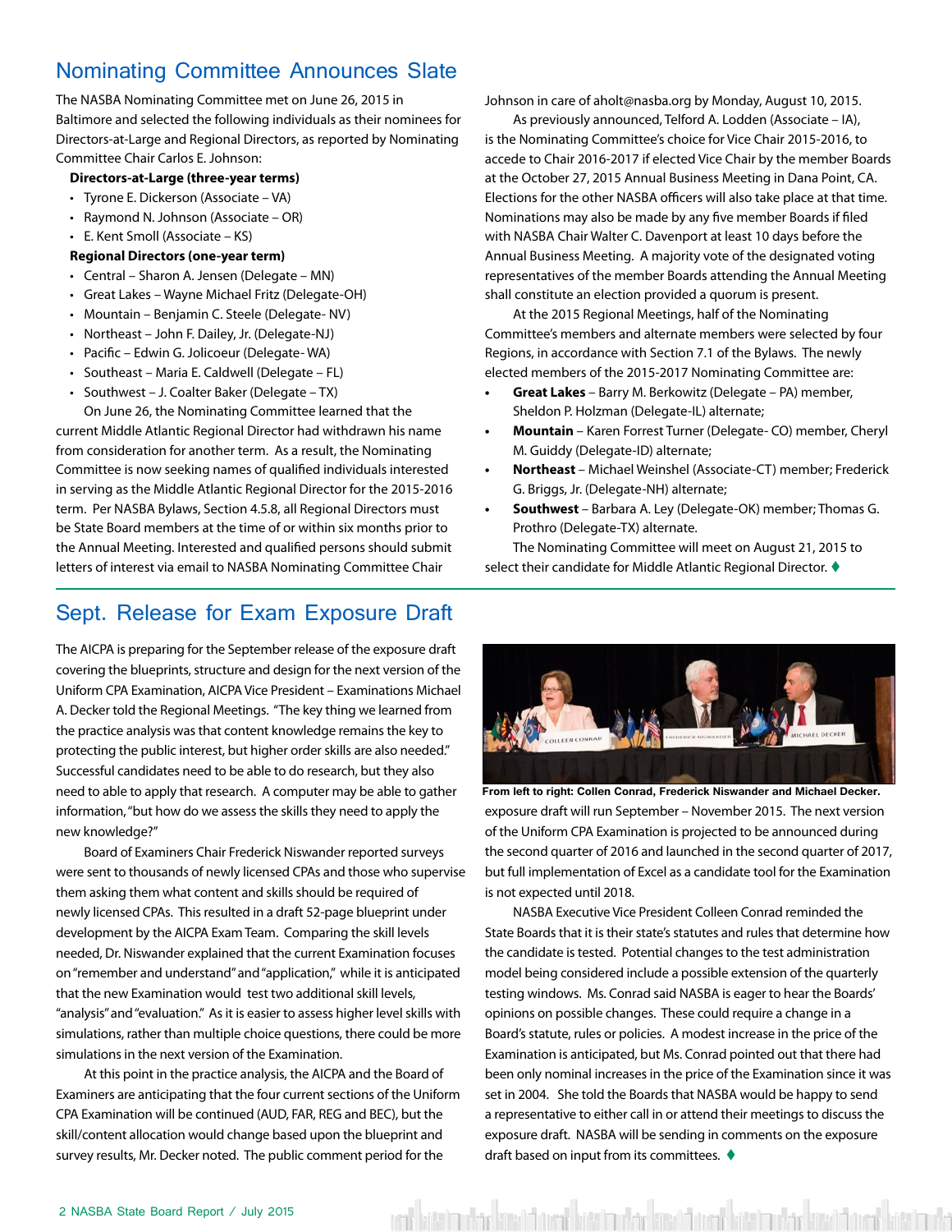## Nominating Committee Announces Slate

The NASBA Nominating Committee met on June 26, 2015 in Baltimore and selected the following individuals as their nominees for Directors-at-Large and Regional Directors, as reported by Nominating Committee Chair Carlos E. Johnson:

**Directors-at-Large (three-year terms)**

- Tyrone E. Dickerson (Associate – VA)
- Raymond N. Johnson (Associate – OR)
- E. Kent Smoll (Associate – KS)

**Regional Directors (one-year term)**

- Central – Sharon A. Jensen (Delegate – MN)
- Great Lakes – Wayne Michael Fritz (Delegate-OH)
- Mountain – Benjamin C. Steele (Delegate- NV)
- Northeast – John F. Dailey, Jr. (Delegate-NJ)
- Pacific – Edwin G. Jolicoeur (Delegate- WA)
- Southeast – Maria E. Caldwell (Delegate – FL)
- Southwest – J. Coalter Baker (Delegate – TX)

On June 26, the Nominating Committee learned that the current Middle Atlantic Regional Director had withdrawn his name from consideration for another term. As a result, the Nominating Committee is now seeking names of qualified individuals interested in serving as the Middle Atlantic Regional Director for the 2015-2016 term. Per NASBA Bylaws, Section 4.5.8, all Regional Directors must be State Board members at the time of or within six months prior to the Annual Meeting. Interested and qualified persons should submit letters of interest via email to NASBA Nominating Committee Chair Johnson in care of aholt@nasba.org by Monday, August 10, 2015.

As previously announced, Telford A. Lodden (Associate – IA), is the Nominating Committee's choice for Vice Chair 2015-2016, to accede to Chair 2016-2017 if elected Vice Chair by the member Boards at the October 27, 2015 Annual Business Meeting in Dana Point, CA. Elections for the other NASBA officers will also take place at that time. Nominations may also be made by any five member Boards if filed with NASBA Chair Walter C. Davenport at least 10 days before the Annual Business Meeting. A majority vote of the designated voting representatives of the member Boards attending the Annual Meeting shall constitute an election provided a quorum is present.

At the 2015 Regional Meetings, half of the Nominating Committee's members and alternate members were selected by four Regions, in accordance with Section 7.1 of the Bylaws. The newly elected members of the 2015-2017 Nominating Committee are:

- **Great Lakes** – Barry M. Berkowitz (Delegate – PA) member, Sheldon P. Holzman (Delegate-IL) alternate;
- **Mountain** – Karen Forrest Turner (Delegate- CO) member, Cheryl M. Guiddy (Delegate-ID) alternate;
- **Northeast** – Michael Weinshel (Associate-CT) member; Frederick G. Briggs, Jr. (Delegate-NH) alternate;
- **Southwest** – Barbara A. Ley (Delegate-OK) member; Thomas G. Prothro (Delegate-TX) alternate.

The Nominating Committee will meet on August 21, 2015 to select their candidate for Middle Atlantic Regional Director. ♦

## Sept. Release for Exam Exposure Draft

The AICPA is preparing for the September release of the exposure draft covering the blueprints, structure and design for the next version of the Uniform CPA Examination, AICPA Vice President – Examinations Michael A. Decker told the Regional Meetings. "The key thing we learned from the practice analysis was that content knowledge remains the key to protecting the public interest, but higher order skills are also needed." Successful candidates need to be able to do research, but they also need to able to apply that research. A computer may be able to gather information, "but how do we assess the skills they need to apply the new knowledge?"

Board of Examiners Chair Frederick Niswander reported surveys were sent to thousands of newly licensed CPAs and those who supervise them asking them what content and skills should be required of newly licensed CPAs. This resulted in a draft 52-page blueprint under development by the AICPA Exam Team. Comparing the skill levels needed, Dr. Niswander explained that the current Examination focuses on "remember and understand" and "application," while it is anticipated that the new Examination would test two additional skill levels, "analysis" and "evaluation." As it is easier to assess higher level skills with simulations, rather than multiple choice questions, there could be more simulations in the next version of the Examination.

At this point in the practice analysis, the AICPA and the Board of Examiners are anticipating that the four current sections of the Uniform CPA Examination will be continued (AUD, FAR, REG and BEC), but the skill/content allocation would change based upon the blueprint and survey results, Mr. Decker noted. The public comment period for the exposure draft will run September – November 2015. The next version of the Uniform CPA Examination is projected to be announced during the second quarter of 2016 and launched in the second quarter of 2017, but full implementation of Excel as a candidate tool for the Examination is not expected until 2018.

**From left to right: Collen Conrad, Frederick Niswander and Michael Decker.**

NASBA Executive Vice President Colleen Conrad reminded the State Boards that it is their state's statutes and rules that determine how the candidate is tested. Potential changes to the test administration model being considered include a possible extension of the quarterly testing windows. Ms. Conrad said NASBA is eager to hear the Boards' opinions on possible changes. These could require a change in a Board's statute, rules or policies. A modest increase in the price of the Examination is anticipated, but Ms. Conrad pointed out that there had been only nominal increases in the price of the Examination since it was set in 2004. She told the Boards that NASBA would be happy to send a representative to either call in or attend their meetings to discuss the exposure draft. NASBA will be sending in comments on the exposure draft based on input from its committees. ♦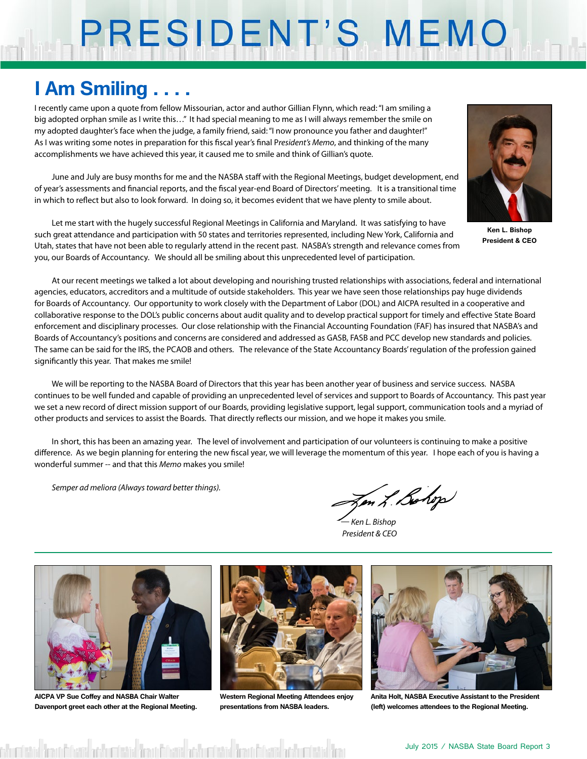# PRESIDENT'S MEMO

## I Am Smiling . . . .

I recently came upon a quote from fellow Missourian, actor and author Gillian Flynn, which read: "I am smiling a big adopted orphan smile as I write this…" It had special meaning to me as I will always remember the smile on my adopted daughter's face when the judge, a family friend, said: "I now pronounce you father and daughter!" As I was writing some notes in preparation for this fiscal year's final P*resident's Memo*, and thinking of the many accomplishments we have achieved this year, it caused me to smile and think of Gillian's quote.

Ken L. Bishop
President & CEO

June and July are busy months for me and the NASBA staff with the Regional Meetings, budget development, end of year's assessments and financial reports, and the fiscal year-end Board of Directors' meeting. It is a transitional time in which to reflect but also to look forward. In doing so, it becomes evident that we have plenty to smile about.

Let me start with the hugely successful Regional Meetings in California and Maryland. It was satisfying to have such great attendance and participation with 50 states and territories represented, including New York, California and Utah, states that have not been able to regularly attend in the recent past. NASBA's strength and relevance comes from you, our Boards of Accountancy. We should all be smiling about this unprecedented level of participation.

At our recent meetings we talked a lot about developing and nourishing trusted relationships with associations, federal and international agencies, educators, accreditors and a multitude of outside stakeholders. This year we have seen those relationships pay huge dividends for Boards of Accountancy. Our opportunity to work closely with the Department of Labor (DOL) and AICPA resulted in a cooperative and collaborative response to the DOL's public concerns about audit quality and to develop practical support for timely and effective State Board enforcement and disciplinary processes. Our close relationship with the Financial Accounting Foundation (FAF) has insured that NASBA's and Boards of Accountancy's positions and concerns are considered and addressed as GASB, FASB and PCC develop new standards and policies. The same can be said for the IRS, the PCAOB and others. The relevance of the State Accountancy Boards' regulation of the profession gained significantly this year. That makes me smile!

We will be reporting to the NASBA Board of Directors that this year has been another year of business and service success. NASBA continues to be well funded and capable of providing an unprecedented level of services and support to Boards of Accountancy. This past year we set a new record of direct mission support of our Boards, providing legislative support, legal support, communication tools and a myriad of other products and services to assist the Boards. That directly reflects our mission, and we hope it makes you smile.

In short, this has been an amazing year. The level of involvement and participation of our volunteers is continuing to make a positive difference. As we begin planning for entering the new fiscal year, we will leverage the momentum of this year. I hope each of you is having a wonderful summer -- and that this *Memo* makes you smile!

*Semper ad meliora (Always toward better things).*

*— Ken L. Bishop*
*President & CEO*

**AICPA VP Sue Coffey and NASBA Chair Walter Davenport greet each other at the Regional Meeting.**

**Western Regional Meeting Attendees enjoy presentations from NASBA leaders.**

**Anita Holt, NASBA Executive Assistant to the President (left) welcomes attendees to the Regional Meeting.**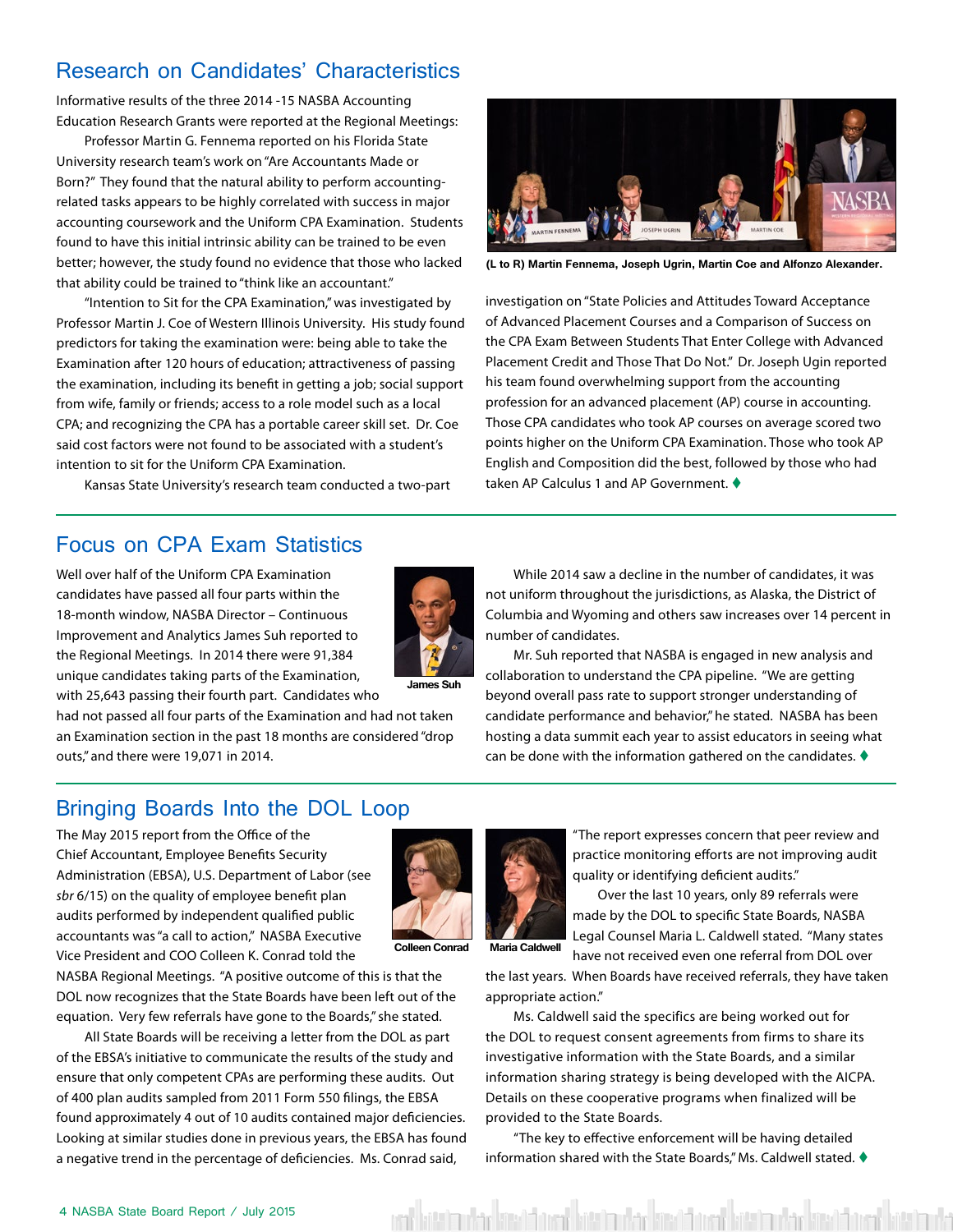## Research on Candidates' Characteristics

Informative results of the three 2014 -15 NASBA Accounting Education Research Grants were reported at the Regional Meetings:

Professor Martin G. Fennema reported on his Florida State University research team's work on "Are Accountants Made or Born?" They found that the natural ability to perform accounting-related tasks appears to be highly correlated with success in major accounting coursework and the Uniform CPA Examination. Students found to have this initial intrinsic ability can be trained to be even better; however, the study found no evidence that those who lacked that ability could be trained to "think like an accountant."

"Intention to Sit for the CPA Examination," was investigated by Professor Martin J. Coe of Western Illinois University. His study found predictors for taking the examination were: being able to take the Examination after 120 hours of education; attractiveness of passing the examination, including its benefit in getting a job; social support from wife, family or friends; access to a role model such as a local CPA; and recognizing the CPA has a portable career skill set. Dr. Coe said cost factors were not found to be associated with a student's intention to sit for the Uniform CPA Examination.

Kansas State University's research team conducted a two-part investigation on "State Policies and Attitudes Toward Acceptance of Advanced Placement Courses and a Comparison of Success on the CPA Exam Between Students That Enter College with Advanced Placement Credit and Those That Do Not." Dr. Joseph Ugin reported his team found overwhelming support from the accounting profession for an advanced placement (AP) course in accounting. Those CPA candidates who took AP courses on average scored two points higher on the Uniform CPA Examination. Those who took AP English and Composition did the best, followed by those who had taken AP Calculus 1 and AP Government. ♦

(L to R) Martin Fennema, Joseph Ugrin, Martin Coe and Alfonzo Alexander.

## Focus on CPA Exam Statistics

Well over half of the Uniform CPA Examination candidates have passed all four parts within the 18-month window, NASBA Director – Continuous Improvement and Analytics James Suh reported to the Regional Meetings. In 2014 there were 91,384 unique candidates taking parts of the Examination, with 25,643 passing their fourth part. Candidates who had not passed all four parts of the Examination and had not taken an Examination section in the past 18 months are considered "drop outs," and there were 19,071 in 2014.

James Suh

While 2014 saw a decline in the number of candidates, it was not uniform throughout the jurisdictions, as Alaska, the District of Columbia and Wyoming and others saw increases over 14 percent in number of candidates.

Mr. Suh reported that NASBA is engaged in new analysis and collaboration to understand the CPA pipeline. "We are getting beyond overall pass rate to support stronger understanding of candidate performance and behavior," he stated. NASBA has been hosting a data summit each year to assist educators in seeing what can be done with the information gathered on the candidates. ♦

## Bringing Boards Into the DOL Loop

The May 2015 report from the Office of the Chief Accountant, Employee Benefits Security Administration (EBSA), U.S. Department of Labor (see *sbr* 6/15) on the quality of employee benefit plan audits performed by independent qualified public accountants was "a call to action," NASBA Executive Vice President and COO Colleen K. Conrad told the NASBA Regional Meetings. "A positive outcome of this is that the DOL now recognizes that the State Boards have been left out of the equation. Very few referrals have gone to the Boards," she stated.

Colleen Conrad

All State Boards will be receiving a letter from the DOL as part of the EBSA's initiative to communicate the results of the study and ensure that only competent CPAs are performing these audits. Out of 400 plan audits sampled from 2011 Form 550 filings, the EBSA found approximately 4 out of 10 audits contained major deficiencies. Looking at similar studies done in previous years, the EBSA has found a negative trend in the percentage of deficiencies. Ms. Conrad said, "The report expresses concern that peer review and practice monitoring efforts are not improving audit quality or identifying deficient audits."

Maria Caldwell

Over the last 10 years, only 89 referrals were made by the DOL to specific State Boards, NASBA Legal Counsel Maria L. Caldwell stated. "Many states have not received even one referral from DOL over the last years. When Boards have received referrals, they have taken appropriate action."

Ms. Caldwell said the specifics are being worked out for the DOL to request consent agreements from firms to share its investigative information with the State Boards, and a similar information sharing strategy is being developed with the AICPA. Details on these cooperative programs when finalized will be provided to the State Boards.

"The key to effective enforcement will be having detailed information shared with the State Boards," Ms. Caldwell stated. ♦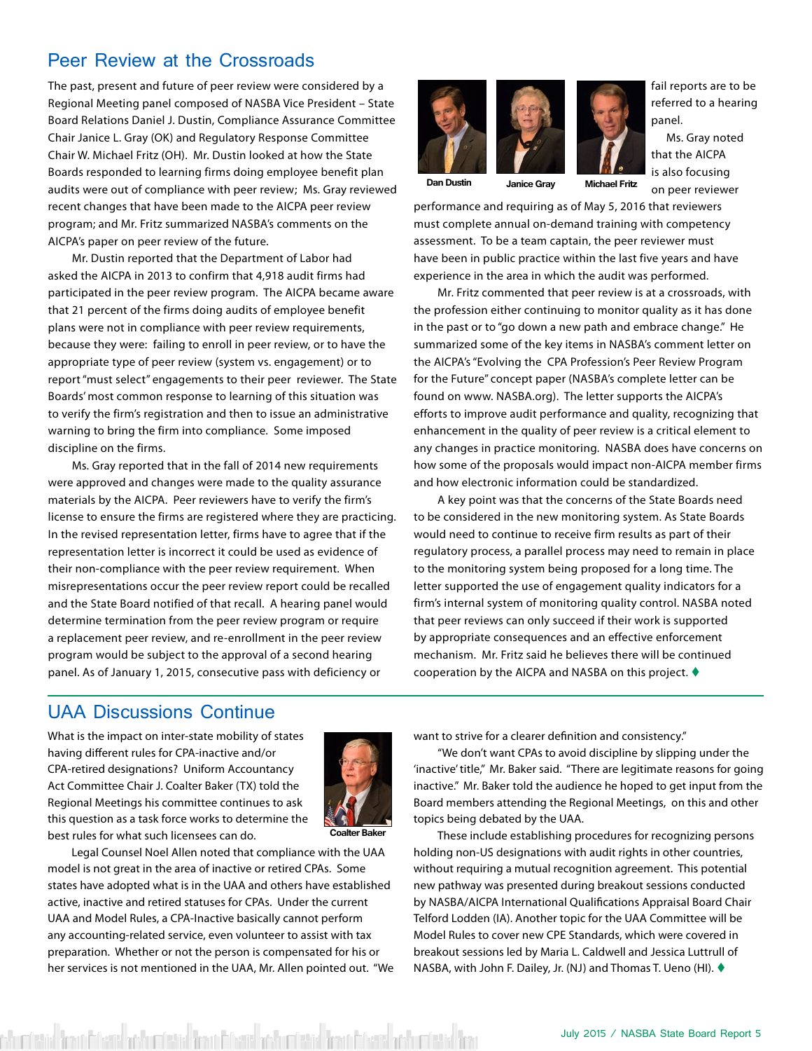## Peer Review at the Crossroads

The past, present and future of peer review were considered by a Regional Meeting panel composed of NASBA Vice President – State Board Relations Daniel J. Dustin, Compliance Assurance Committee Chair Janice L. Gray (OK) and Regulatory Response Committee Chair W. Michael Fritz (OH). Mr. Dustin looked at how the State Boards responded to learning firms doing employee benefit plan audits were out of compliance with peer review; Ms. Gray reviewed recent changes that have been made to the AICPA peer review program; and Mr. Fritz summarized NASBA's comments on the AICPA's paper on peer review of the future.

Mr. Dustin reported that the Department of Labor had asked the AICPA in 2013 to confirm that 4,918 audit firms had participated in the peer review program. The AICPA became aware that 21 percent of the firms doing audits of employee benefit plans were not in compliance with peer review requirements, because they were: failing to enroll in peer review, or to have the appropriate type of peer review (system vs. engagement) or to report "must select" engagements to their peer reviewer. The State Boards' most common response to learning of this situation was to verify the firm's registration and then to issue an administrative warning to bring the firm into compliance. Some imposed discipline on the firms.

Ms. Gray reported that in the fall of 2014 new requirements were approved and changes were made to the quality assurance materials by the AICPA. Peer reviewers have to verify the firm's license to ensure the firms are registered where they are practicing. In the revised representation letter, firms have to agree that if the representation letter is incorrect it could be used as evidence of their non-compliance with the peer review requirement. When misrepresentations occur the peer review report could be recalled and the State Board notified of that recall. A hearing panel would determine termination from the peer review program or require a replacement peer review, and re-enrollment in the peer review program would be subject to the approval of a second hearing panel. As of January 1, 2015, consecutive pass with deficiency or fail reports are to be referred to a hearing panel.

Dan Dustin | Janice Gray | Michael Fritz

Ms. Gray noted that the AICPA is also focusing on peer reviewer performance and requiring as of May 5, 2016 that reviewers must complete annual on-demand training with competency assessment. To be a team captain, the peer reviewer must have been in public practice within the last five years and have experience in the area in which the audit was performed.

Mr. Fritz commented that peer review is at a crossroads, with the profession either continuing to monitor quality as it has done in the past or to "go down a new path and embrace change." He summarized some of the key items in NASBA's comment letter on the AICPA's "Evolving the CPA Profession's Peer Review Program for the Future" concept paper (NASBA's complete letter can be found on www. NASBA.org). The letter supports the AICPA's efforts to improve audit performance and quality, recognizing that enhancement in the quality of peer review is a critical element to any changes in practice monitoring. NASBA does have concerns on how some of the proposals would impact non-AICPA member firms and how electronic information could be standardized.

A key point was that the concerns of the State Boards need to be considered in the new monitoring system. As State Boards would need to continue to receive firm results as part of their regulatory process, a parallel process may need to remain in place to the monitoring system being proposed for a long time. The letter supported the use of engagement quality indicators for a firm's internal system of monitoring quality control. NASBA noted that peer reviews can only succeed if their work is supported by appropriate consequences and an effective enforcement mechanism. Mr. Fritz said he believes there will be continued cooperation by the AICPA and NASBA on this project. ♦

## UAA Discussions Continue

What is the impact on inter-state mobility of states having different rules for CPA-inactive and/or CPA-retired designations? Uniform Accountancy Act Committee Chair J. Coalter Baker (TX) told the Regional Meetings his committee continues to ask this question as a task force works to determine the best rules for what such licensees can do.

Coalter Baker

Legal Counsel Noel Allen noted that compliance with the UAA model is not great in the area of inactive or retired CPAs. Some states have adopted what is in the UAA and others have established active, inactive and retired statuses for CPAs. Under the current UAA and Model Rules, a CPA-Inactive basically cannot perform any accounting-related service, even volunteer to assist with tax preparation. Whether or not the person is compensated for his or her services is not mentioned in the UAA, Mr. Allen pointed out. "We want to strive for a clearer definition and consistency."

"We don't want CPAs to avoid discipline by slipping under the 'inactive' title," Mr. Baker said. "There are legitimate reasons for going inactive." Mr. Baker told the audience he hoped to get input from the Board members attending the Regional Meetings, on this and other topics being debated by the UAA.

These include establishing procedures for recognizing persons holding non-US designations with audit rights in other countries, without requiring a mutual recognition agreement. This potential new pathway was presented during breakout sessions conducted by NASBA/AICPA International Qualifications Appraisal Board Chair Telford Lodden (IA). Another topic for the UAA Committee will be Model Rules to cover new CPE Standards, which were covered in breakout sessions led by Maria L. Caldwell and Jessica Luttrull of NASBA, with John F. Dailey, Jr. (NJ) and Thomas T. Ueno (HI). ♦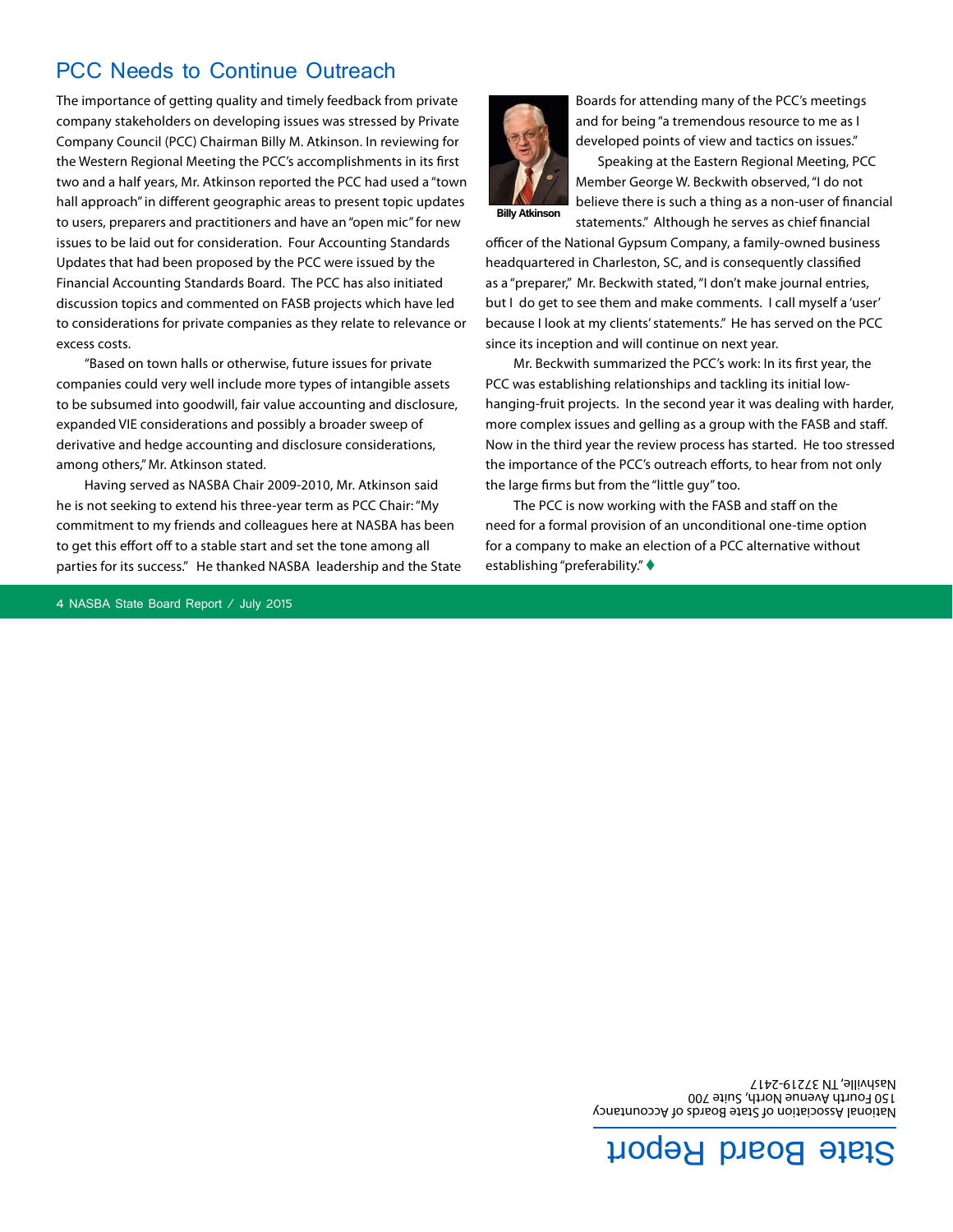## PCC Needs to Continue Outreach

The importance of getting quality and timely feedback from private company stakeholders on developing issues was stressed by Private Company Council (PCC) Chairman Billy M. Atkinson. In reviewing for the Western Regional Meeting the PCC's accomplishments in its first two and a half years, Mr. Atkinson reported the PCC had used a "town hall approach" in different geographic areas to present topic updates to users, preparers and practitioners and have an "open mic" for new issues to be laid out for consideration. Four Accounting Standards Updates that had been proposed by the PCC were issued by the Financial Accounting Standards Board. The PCC has also initiated discussion topics and commented on FASB projects which have led to considerations for private companies as they relate to relevance or excess costs.

"Based on town halls or otherwise, future issues for private companies could very well include more types of intangible assets to be subsumed into goodwill, fair value accounting and disclosure, expanded VIE considerations and possibly a broader sweep of derivative and hedge accounting and disclosure considerations, among others," Mr. Atkinson stated.

Having served as NASBA Chair 2009-2010, Mr. Atkinson said he is not seeking to extend his three-year term as PCC Chair: "My commitment to my friends and colleagues here at NASBA has been to get this effort off to a stable start and set the tone among all parties for its success." He thanked NASBA leadership and the State Boards for attending many of the PCC's meetings and for being "a tremendous resource to me as I developed points of view and tactics on issues."

Billy Atkinson

Speaking at the Eastern Regional Meeting, PCC Member George W. Beckwith observed, "I do not believe there is such a thing as a non-user of financial statements." Although he serves as chief financial officer of the National Gypsum Company, a family-owned business headquartered in Charleston, SC, and is consequently classified as a "preparer," Mr. Beckwith stated, "I don't make journal entries, but I do get to see them and make comments. I call myself a 'user' because I look at my clients' statements." He has served on the PCC since its inception and will continue on next year.

Mr. Beckwith summarized the PCC's work: In its first year, the PCC was establishing relationships and tackling its initial low-hanging-fruit projects. In the second year it was dealing with harder, more complex issues and gelling as a group with the FASB and staff. Now in the third year the review process has started. He too stressed the importance of the PCC's outreach efforts, to hear from not only the large firms but from the "little guy" too.

The PCC is now working with the FASB and staff on the need for a formal provision of an unconditional one-time option for a company to make an election of a PCC alternative without establishing "preferability." ♦

State Board Report

National Association of State Boards of Accountancy
150 Fourth Avenue North, Suite 700
Nashville, TN 37219-2417